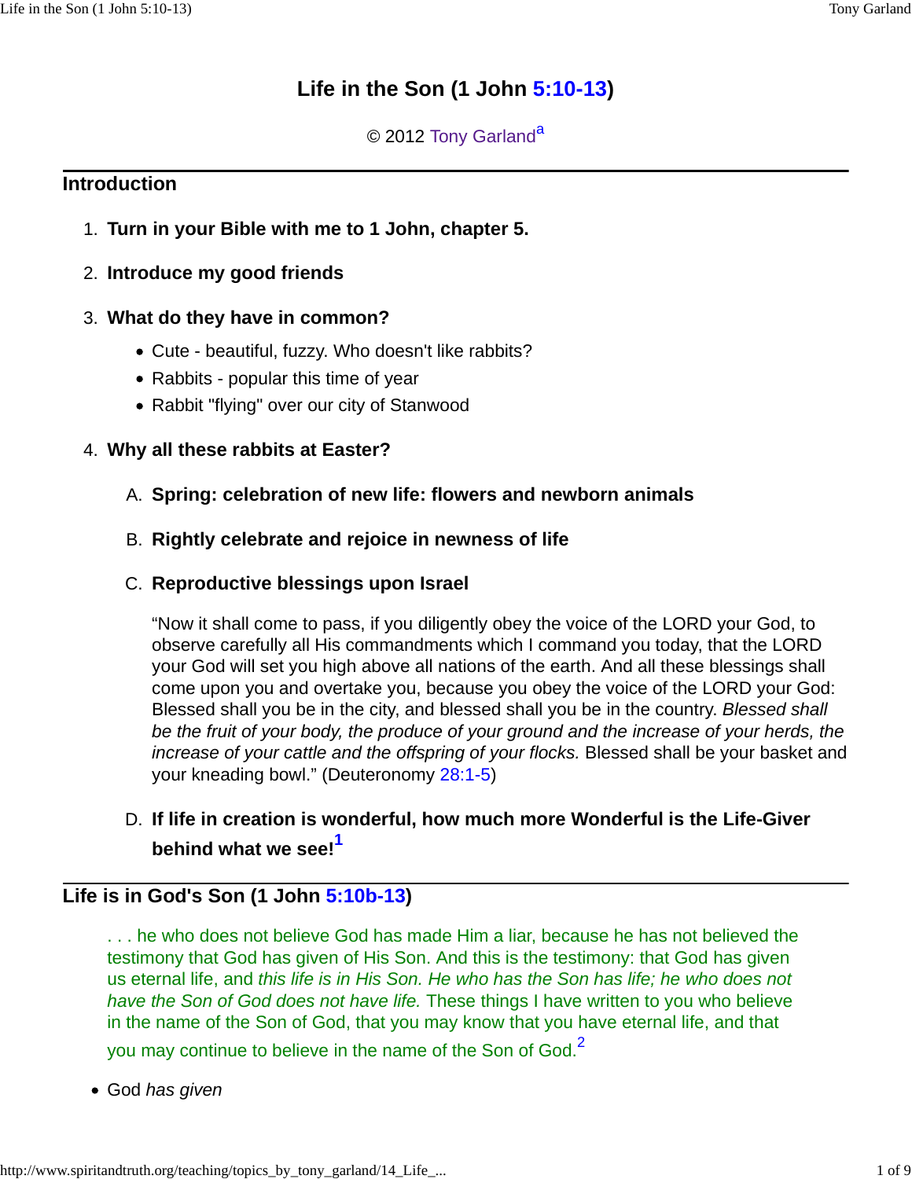# Life in the Son (1 John 5:10-13)

© 2012 Tony Garland[a]

## Introduction

1. **Turn in your Bible with me to 1 John, chapter 5.**
2. **Introduce my good friends**
3. **What do they have in common?**
   - Cute - beautiful, fuzzy. Who doesn't like rabbits?
   - Rabbits - popular this time of year
   - Rabbit "flying" over our city of Stanwood
4. **Why all these rabbits at Easter?**

   A. **Spring: celebration of new life: flowers and newborn animals**

   B. **Rightly celebrate and rejoice in newness of life**

   C. **Reproductive blessings upon Israel**

   “Now it shall come to pass, if you diligently obey the voice of the LORD your God, to observe carefully all His commandments which I command you today, that the LORD your God will set you high above all nations of the earth. And all these blessings shall come upon you and overtake you, because you obey the voice of the LORD your God: Blessed shall you be in the city, and blessed shall you be in the country. *Blessed shall be the fruit of your body, the produce of your ground and the increase of your herds, the increase of your cattle and the offspring of your flocks.* Blessed shall be your basket and your kneading bowl.” (Deuteronomy 28:1-5)

   D. **If life in creation is wonderful, how much more Wonderful is the Life-Giver behind what we see![1]**

## Life is in God's Son (1 John 5:10b-13)

. . . he who does not believe God has made Him a liar, because he has not believed the testimony that God has given of His Son. And this is the testimony: that God has given us eternal life, and *this life is in His Son. He who has the Son has life; he who does not have the Son of God does not have life.* These things I have written to you who believe in the name of the Son of God, that you may know that you have eternal life, and that you may continue to believe in the name of the Son of God.[2]

- God *has given*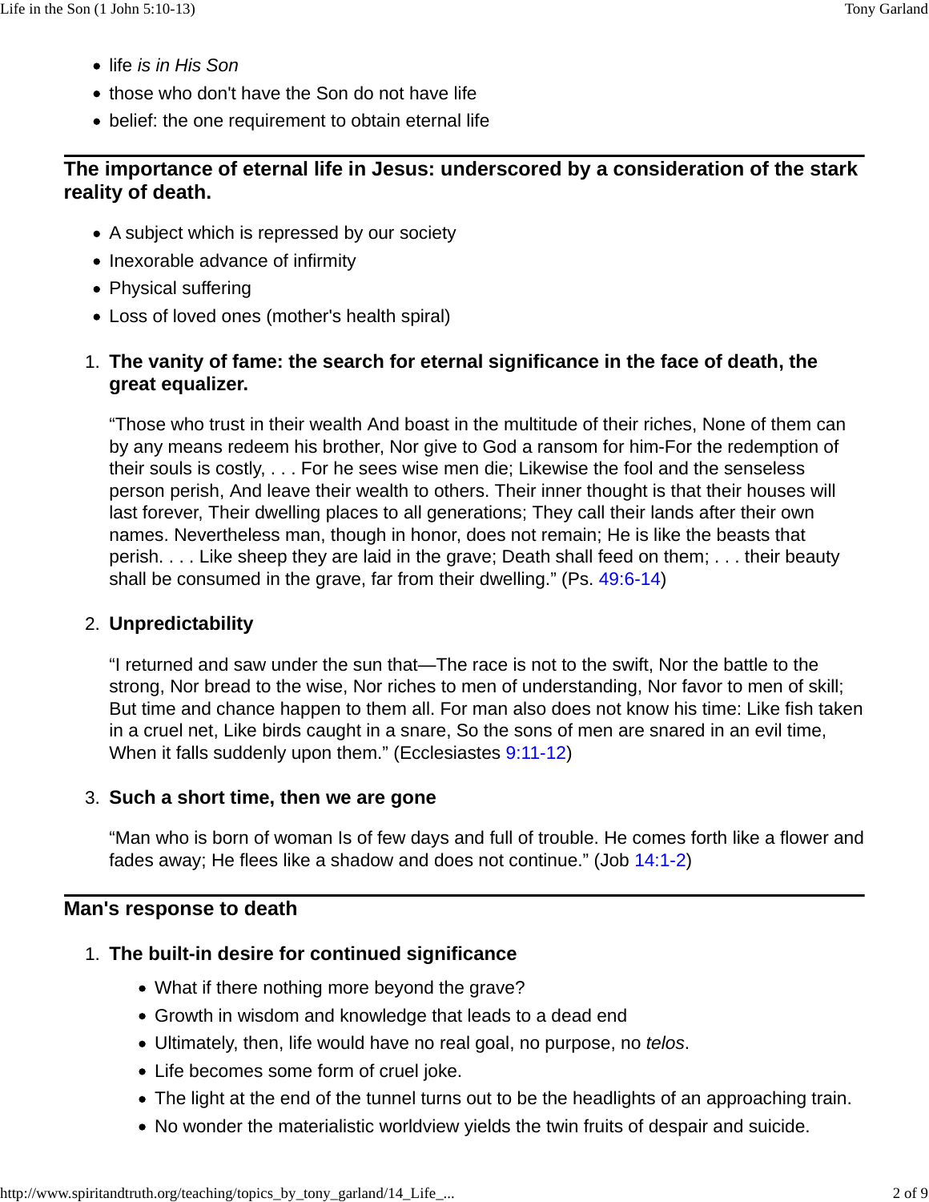- life *is in His Son*
- those who don't have the Son do not have life
- belief: the one requirement to obtain eternal life

## The importance of eternal life in Jesus: underscored by a consideration of the stark reality of death.

- A subject which is repressed by our society
- Inexorable advance of infirmity
- Physical suffering
- Loss of loved ones (mother's health spiral)

1. **The vanity of fame: the search for eternal significance in the face of death, the great equalizer.**

   "Those who trust in their wealth And boast in the multitude of their riches, None of them can by any means redeem his brother, Nor give to God a ransom for him-For the redemption of their souls is costly, . . . For he sees wise men die; Likewise the fool and the senseless person perish, And leave their wealth to others. Their inner thought is that their houses will last forever, Their dwelling places to all generations; They call their lands after their own names. Nevertheless man, though in honor, does not remain; He is like the beasts that perish. . . . Like sheep they are laid in the grave; Death shall feed on them; . . . their beauty shall be consumed in the grave, far from their dwelling." (Ps. 49:6-14)

2. **Unpredictability**

   "I returned and saw under the sun that—The race is not to the swift, Nor the battle to the strong, Nor bread to the wise, Nor riches to men of understanding, Nor favor to men of skill; But time and chance happen to them all. For man also does not know his time: Like fish taken in a cruel net, Like birds caught in a snare, So the sons of men are snared in an evil time, When it falls suddenly upon them." (Ecclesiastes 9:11-12)

3. **Such a short time, then we are gone**

   "Man who is born of woman Is of few days and full of trouble. He comes forth like a flower and fades away; He flees like a shadow and does not continue." (Job 14:1-2)

## Man's response to death

1. **The built-in desire for continued significance**
   - What if there nothing more beyond the grave?
   - Growth in wisdom and knowledge that leads to a dead end
   - Ultimately, then, life would have no real goal, no purpose, no *telos*.
   - Life becomes some form of cruel joke.
   - The light at the end of the tunnel turns out to be the headlights of an approaching train.
   - No wonder the materialistic worldview yields the twin fruits of despair and suicide.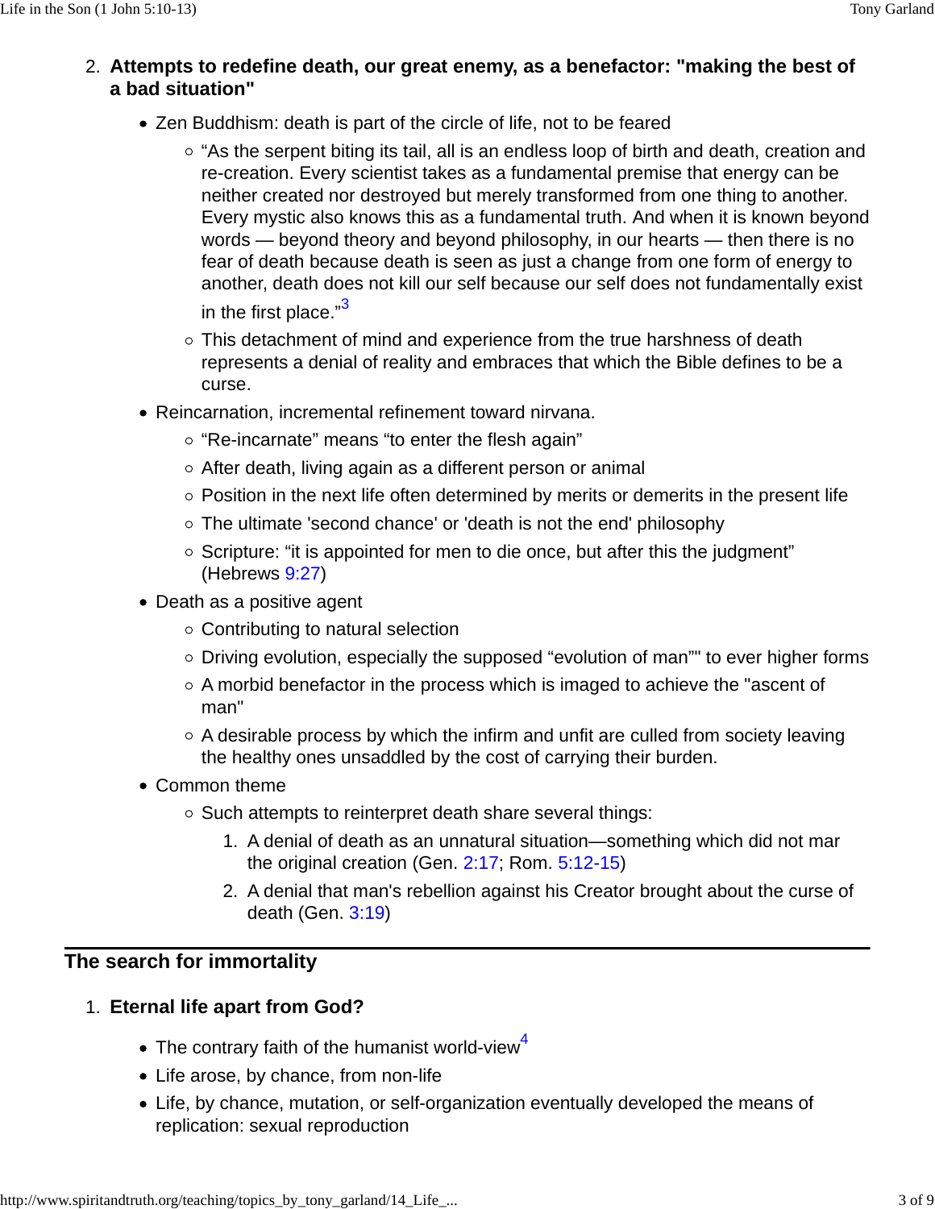2. **Attempts to redefine death, our great enemy, as a benefactor: "making the best of a bad situation"**

   - Zen Buddhism: death is part of the circle of life, not to be feared
     - “As the serpent biting its tail, all is an endless loop of birth and death, creation and re-creation. Every scientist takes as a fundamental premise that energy can be neither created nor destroyed but merely transformed from one thing to another. Every mystic also knows this as a fundamental truth. And when it is known beyond words — beyond theory and beyond philosophy, in our hearts — then there is no fear of death because death is seen as just a change from one form of energy to another, death does not kill our self because our self does not fundamentally exist in the first place.”[3]
     - This detachment of mind and experience from the true harshness of death represents a denial of reality and embraces that which the Bible defines to be a curse.
   - Reincarnation, incremental refinement toward nirvana.
     - “Re-incarnate” means “to enter the flesh again”
     - After death, living again as a different person or animal
     - Position in the next life often determined by merits or demerits in the present life
     - The ultimate 'second chance' or 'death is not the end' philosophy
     - Scripture: “it is appointed for men to die once, but after this the judgment” (Hebrews 9:27)
   - Death as a positive agent
     - Contributing to natural selection
     - Driving evolution, especially the supposed “evolution of man"" to ever higher forms
     - A morbid benefactor in the process which is imaged to achieve the "ascent of man"
     - A desirable process by which the infirm and unfit are culled from society leaving the healthy ones unsaddled by the cost of carrying their burden.
   - Common theme
     - Such attempts to reinterpret death share several things:
       1. A denial of death as an unnatural situation—something which did not mar the original creation (Gen. 2:17; Rom. 5:12-15)
       2. A denial that man's rebellion against his Creator brought about the curse of death (Gen. 3:19)

## The search for immortality

1. **Eternal life apart from God?**

   - The contrary faith of the humanist world-view[4]
   - Life arose, by chance, from non-life
   - Life, by chance, mutation, or self-organization eventually developed the means of replication: sexual reproduction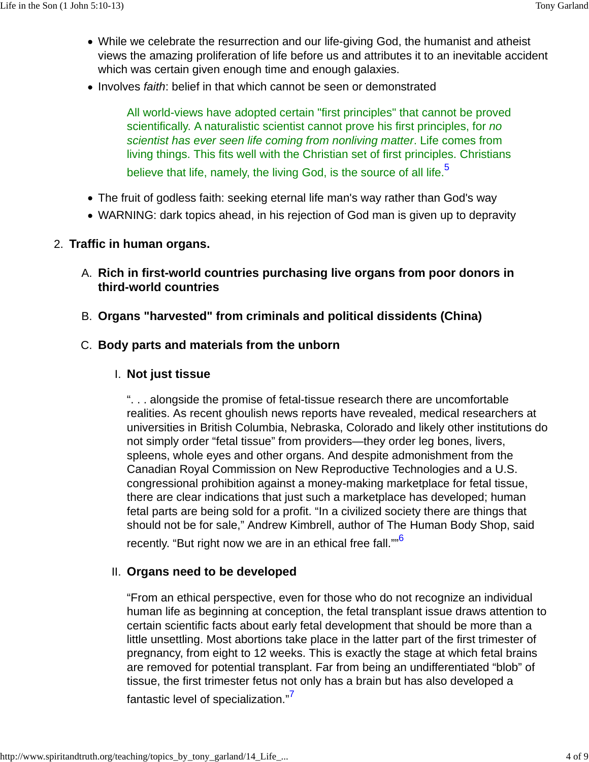- While we celebrate the resurrection and our life-giving God, the humanist and atheist views the amazing proliferation of life before us and attributes it to an inevitable accident which was certain given enough time and enough galaxies.
- Involves *faith*: belief in that which cannot be seen or demonstrated

> All world-views have adopted certain "first principles" that cannot be proved scientifically. A naturalistic scientist cannot prove his first principles, for *no scientist has ever seen life coming from nonliving matter*. Life comes from living things. This fits well with the Christian set of first principles. Christians believe that life, namely, the living God, is the source of all life.[5]

- The fruit of godless faith: seeking eternal life man's way rather than God's way
- WARNING: dark topics ahead, in his rejection of God man is given up to depravity

2. **Traffic in human organs.**

   A. **Rich in first-world countries purchasing live organs from poor donors in third-world countries**

   B. **Organs "harvested" from criminals and political dissidents (China)**

   C. **Body parts and materials from the unborn**

      I. **Not just tissue**

      ". . . alongside the promise of fetal-tissue research there are uncomfortable realities. As recent ghoulish news reports have revealed, medical researchers at universities in British Columbia, Nebraska, Colorado and likely other institutions do not simply order "fetal tissue" from providers—they order leg bones, livers, spleens, whole eyes and other organs. And despite admonishment from the Canadian Royal Commission on New Reproductive Technologies and a U.S. congressional prohibition against a money-making marketplace for fetal tissue, there are clear indications that just such a marketplace has developed; human fetal parts are being sold for a profit. "In a civilized society there are things that should not be for sale," Andrew Kimbrell, author of The Human Body Shop, said recently. "But right now we are in an ethical free fall.""[6]

      II. **Organs need to be developed**

      "From an ethical perspective, even for those who do not recognize an individual human life as beginning at conception, the fetal transplant issue draws attention to certain scientific facts about early fetal development that should be more than a little unsettling. Most abortions take place in the latter part of the first trimester of pregnancy, from eight to 12 weeks. This is exactly the stage at which fetal brains are removed for potential transplant. Far from being an undifferentiated "blob" of tissue, the first trimester fetus not only has a brain but has also developed a fantastic level of specialization."[7]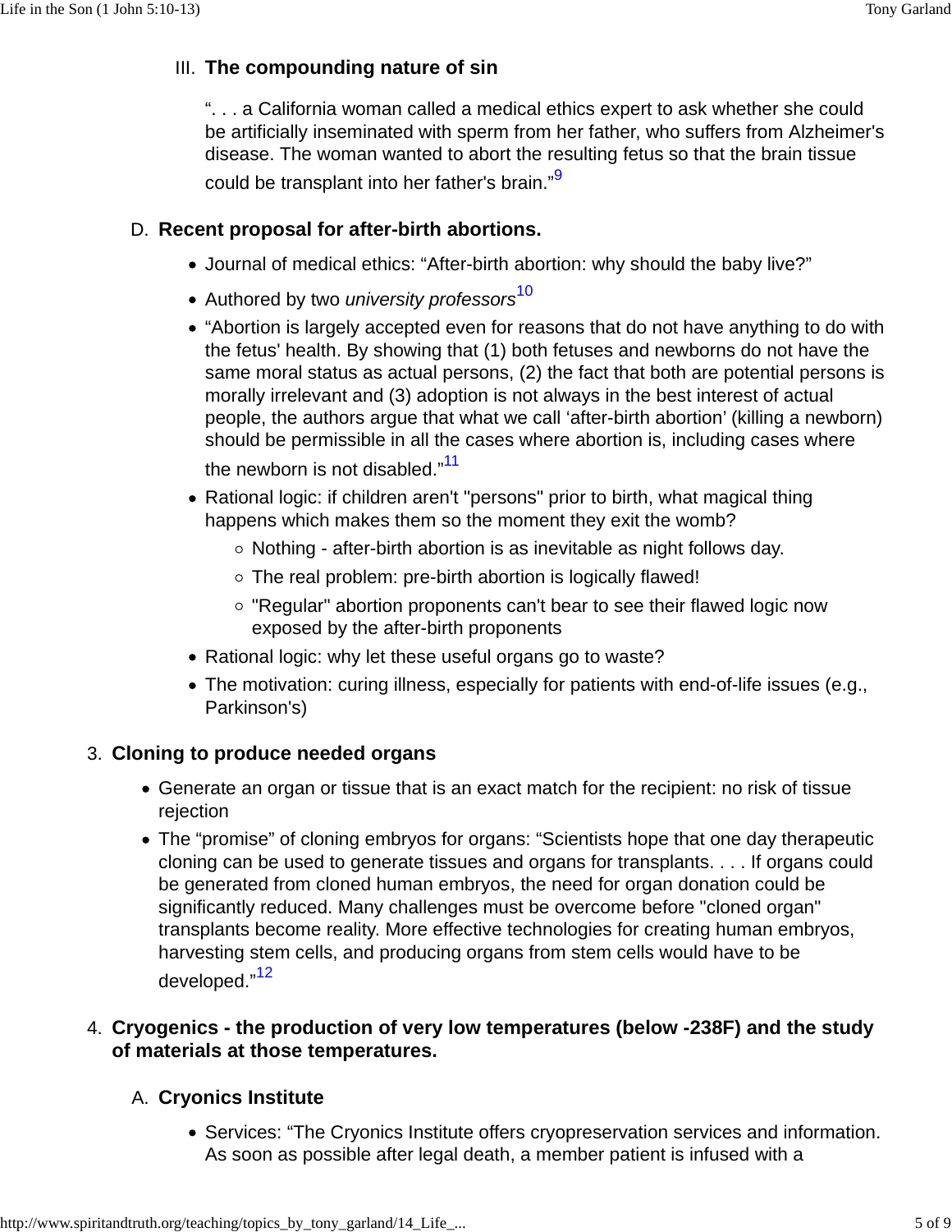III. **The compounding nature of sin**

"... a California woman called a medical ethics expert to ask whether she could be artificially inseminated with sperm from her father, who suffers from Alzheimer's disease. The woman wanted to abort the resulting fetus so that the brain tissue could be transplant into her father's brain."[9]

D. **Recent proposal for after-birth abortions.**

- Journal of medical ethics: "After-birth abortion: why should the baby live?"
- Authored by two *university professors*[10]
- "Abortion is largely accepted even for reasons that do not have anything to do with the fetus' health. By showing that (1) both fetuses and newborns do not have the same moral status as actual persons, (2) the fact that both are potential persons is morally irrelevant and (3) adoption is not always in the best interest of actual people, the authors argue that what we call 'after-birth abortion' (killing a newborn) should be permissible in all the cases where abortion is, including cases where the newborn is not disabled."[11]
- Rational logic: if children aren't "persons" prior to birth, what magical thing happens which makes them so the moment they exit the womb?
  - Nothing - after-birth abortion is as inevitable as night follows day.
  - The real problem: pre-birth abortion is logically flawed!
  - "Regular" abortion proponents can't bear to see their flawed logic now exposed by the after-birth proponents
- Rational logic: why let these useful organs go to waste?
- The motivation: curing illness, especially for patients with end-of-life issues (e.g., Parkinson's)

3. **Cloning to produce needed organs**

- Generate an organ or tissue that is an exact match for the recipient: no risk of tissue rejection
- The "promise" of cloning embryos for organs: "Scientists hope that one day therapeutic cloning can be used to generate tissues and organs for transplants. . . . If organs could be generated from cloned human embryos, the need for organ donation could be significantly reduced. Many challenges must be overcome before "cloned organ" transplants become reality. More effective technologies for creating human embryos, harvesting stem cells, and producing organs from stem cells would have to be developed."[12]

4. **Cryogenics - the production of very low temperatures (below -238F) and the study of materials at those temperatures.**

A. **Cryonics Institute**

- Services: "The Cryonics Institute offers cryopreservation services and information. As soon as possible after legal death, a member patient is infused with a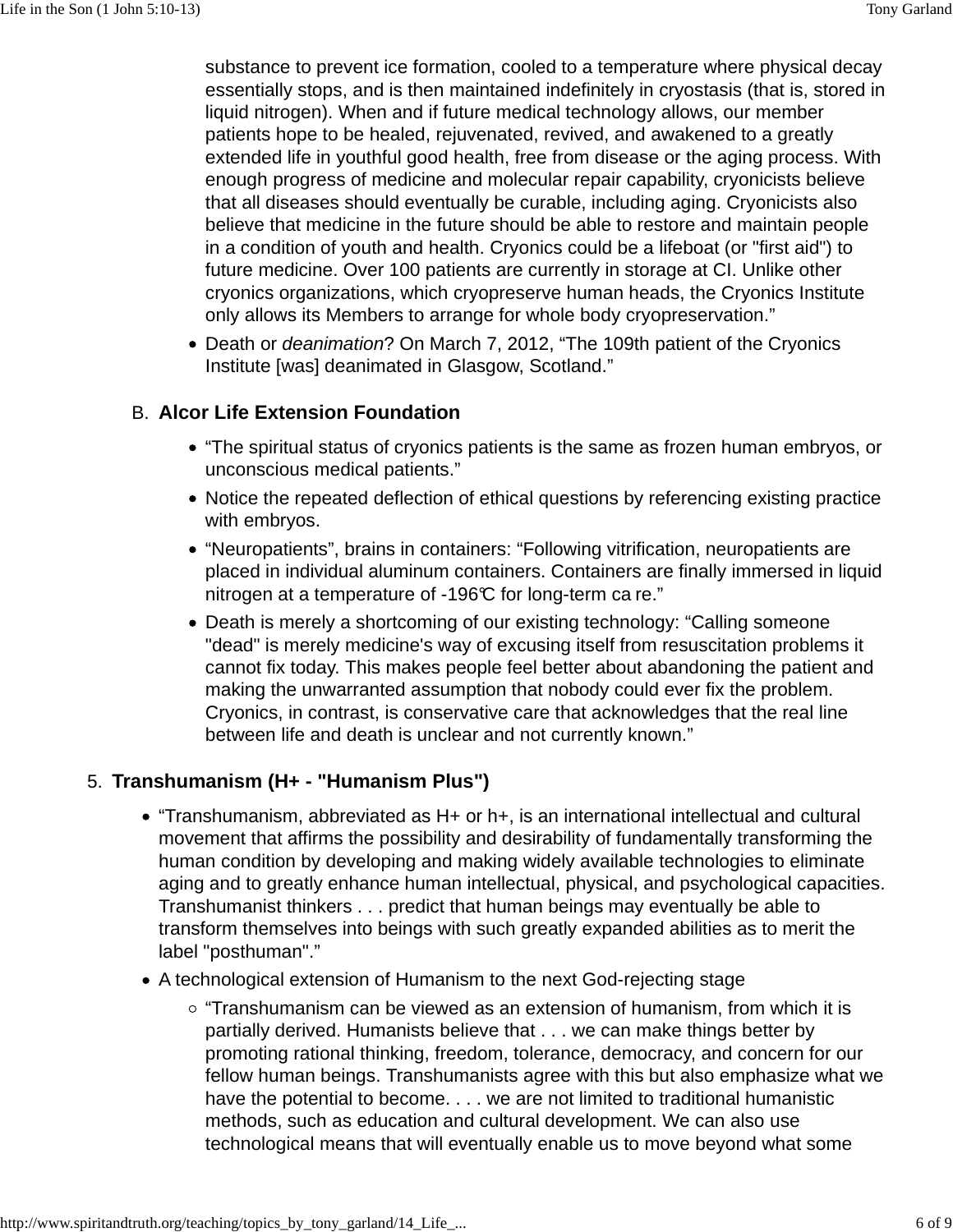substance to prevent ice formation, cooled to a temperature where physical decay essentially stops, and is then maintained indefinitely in cryostasis (that is, stored in liquid nitrogen). When and if future medical technology allows, our member patients hope to be healed, rejuvenated, revived, and awakened to a greatly extended life in youthful good health, free from disease or the aging process. With enough progress of medicine and molecular repair capability, cryonicists believe that all diseases should eventually be curable, including aging. Cryonicists also believe that medicine in the future should be able to restore and maintain people in a condition of youth and health. Cryonics could be a lifeboat (or "first aid") to future medicine. Over 100 patients are currently in storage at CI. Unlike other cryonics organizations, which cryopreserve human heads, the Cryonics Institute only allows its Members to arrange for whole body cryopreservation."

- Death or *deanimation*? On March 7, 2012, "The 109th patient of the Cryonics Institute [was] deanimated in Glasgow, Scotland."

B. **Alcor Life Extension Foundation**

- "The spiritual status of cryonics patients is the same as frozen human embryos, or unconscious medical patients."
- Notice the repeated deflection of ethical questions by referencing existing practice with embryos.
- "Neuropatients", brains in containers: "Following vitrification, neuropatients are placed in individual aluminum containers. Containers are finally immersed in liquid nitrogen at a temperature of -196℃ for long-term ca re."
- Death is merely a shortcoming of our existing technology: "Calling someone "dead" is merely medicine's way of excusing itself from resuscitation problems it cannot fix today. This makes people feel better about abandoning the patient and making the unwarranted assumption that nobody could ever fix the problem. Cryonics, in contrast, is conservative care that acknowledges that the real line between life and death is unclear and not currently known."

5. **Transhumanism (H+ - "Humanism Plus")**

- "Transhumanism, abbreviated as H+ or h+, is an international intellectual and cultural movement that affirms the possibility and desirability of fundamentally transforming the human condition by developing and making widely available technologies to eliminate aging and to greatly enhance human intellectual, physical, and psychological capacities. Transhumanist thinkers . . . predict that human beings may eventually be able to transform themselves into beings with such greatly expanded abilities as to merit the label "posthuman"."
- A technological extension of Humanism to the next God-rejecting stage
  - "Transhumanism can be viewed as an extension of humanism, from which it is partially derived. Humanists believe that . . . we can make things better by promoting rational thinking, freedom, tolerance, democracy, and concern for our fellow human beings. Transhumanists agree with this but also emphasize what we have the potential to become. . . . we are not limited to traditional humanistic methods, such as education and cultural development. We can also use technological means that will eventually enable us to move beyond what some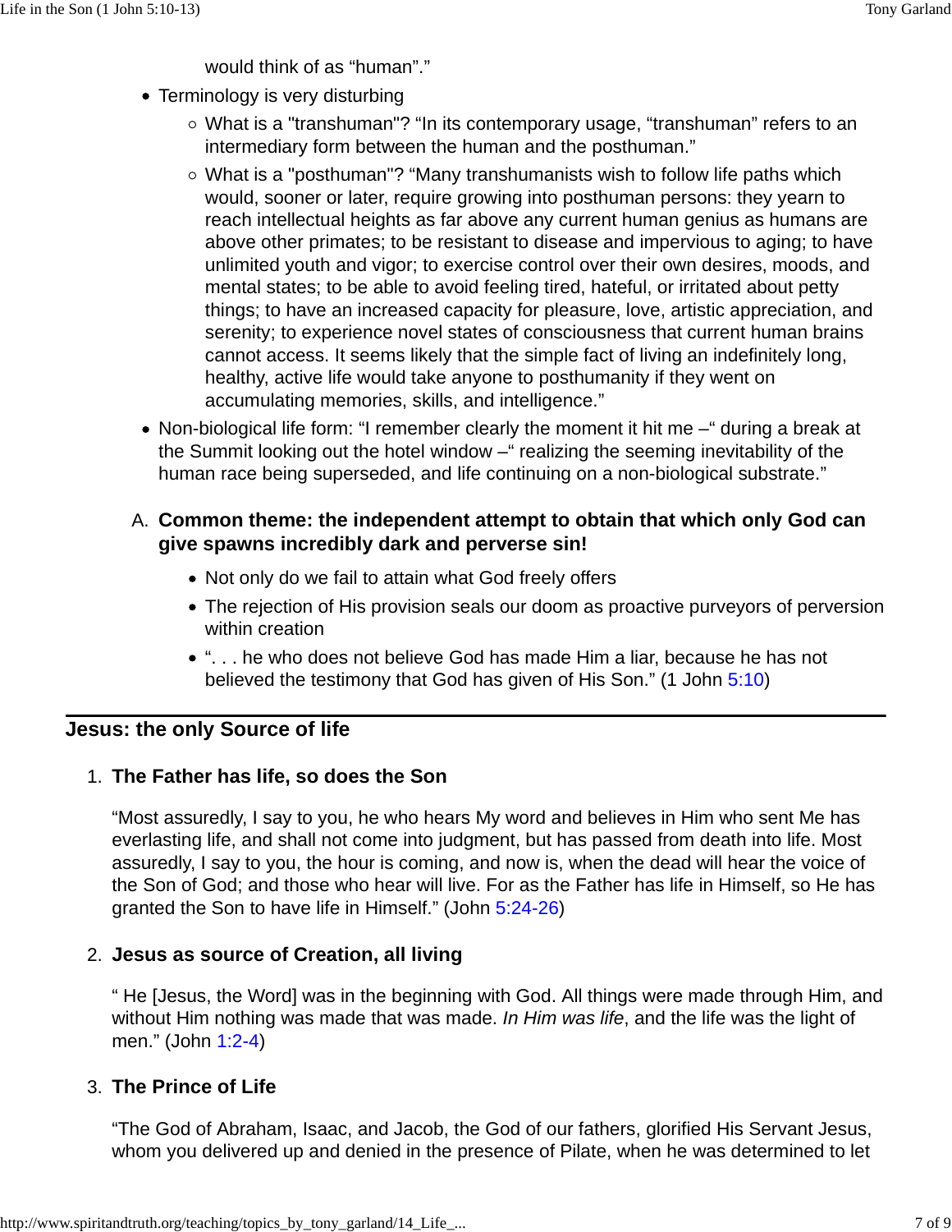would think of as “human”.”

- Terminology is very disturbing
  - What is a "transhuman"? “In its contemporary usage, “transhuman” refers to an intermediary form between the human and the posthuman.”
  - What is a "posthuman"? “Many transhumanists wish to follow life paths which would, sooner or later, require growing into posthuman persons: they yearn to reach intellectual heights as far above any current human genius as humans are above other primates; to be resistant to disease and impervious to aging; to have unlimited youth and vigor; to exercise control over their own desires, moods, and mental states; to be able to avoid feeling tired, hateful, or irritated about petty things; to have an increased capacity for pleasure, love, artistic appreciation, and serenity; to experience novel states of consciousness that current human brains cannot access. It seems likely that the simple fact of living an indefinitely long, healthy, active life would take anyone to posthumanity if they went on accumulating memories, skills, and intelligence.”
- Non-biological life form: “I remember clearly the moment it hit me –“ during a break at the Summit looking out the hotel window –“ realizing the seeming inevitability of the human race being superseded, and life continuing on a non-biological substrate.”

A. **Common theme: the independent attempt to obtain that which only God can give spawns incredibly dark and perverse sin!**

- Not only do we fail to attain what God freely offers
- The rejection of His provision seals our doom as proactive purveyors of perversion within creation
- “. . . he who does not believe God has made Him a liar, because he has not believed the testimony that God has given of His Son.” (1 John 5:10)

---

## Jesus: the only Source of life

1. **The Father has life, so does the Son**

   “Most assuredly, I say to you, he who hears My word and believes in Him who sent Me has everlasting life, and shall not come into judgment, but has passed from death into life. Most assuredly, I say to you, the hour is coming, and now is, when the dead will hear the voice of the Son of God; and those who hear will live. For as the Father has life in Himself, so He has granted the Son to have life in Himself.” (John 5:24-26)

2. **Jesus as source of Creation, all living**

   “ He [Jesus, the Word] was in the beginning with God. All things were made through Him, and without Him nothing was made that was made. *In Him was life*, and the life was the light of men.” (John 1:2-4)

3. **The Prince of Life**

   “The God of Abraham, Isaac, and Jacob, the God of our fathers, glorified His Servant Jesus, whom you delivered up and denied in the presence of Pilate, when he was determined to let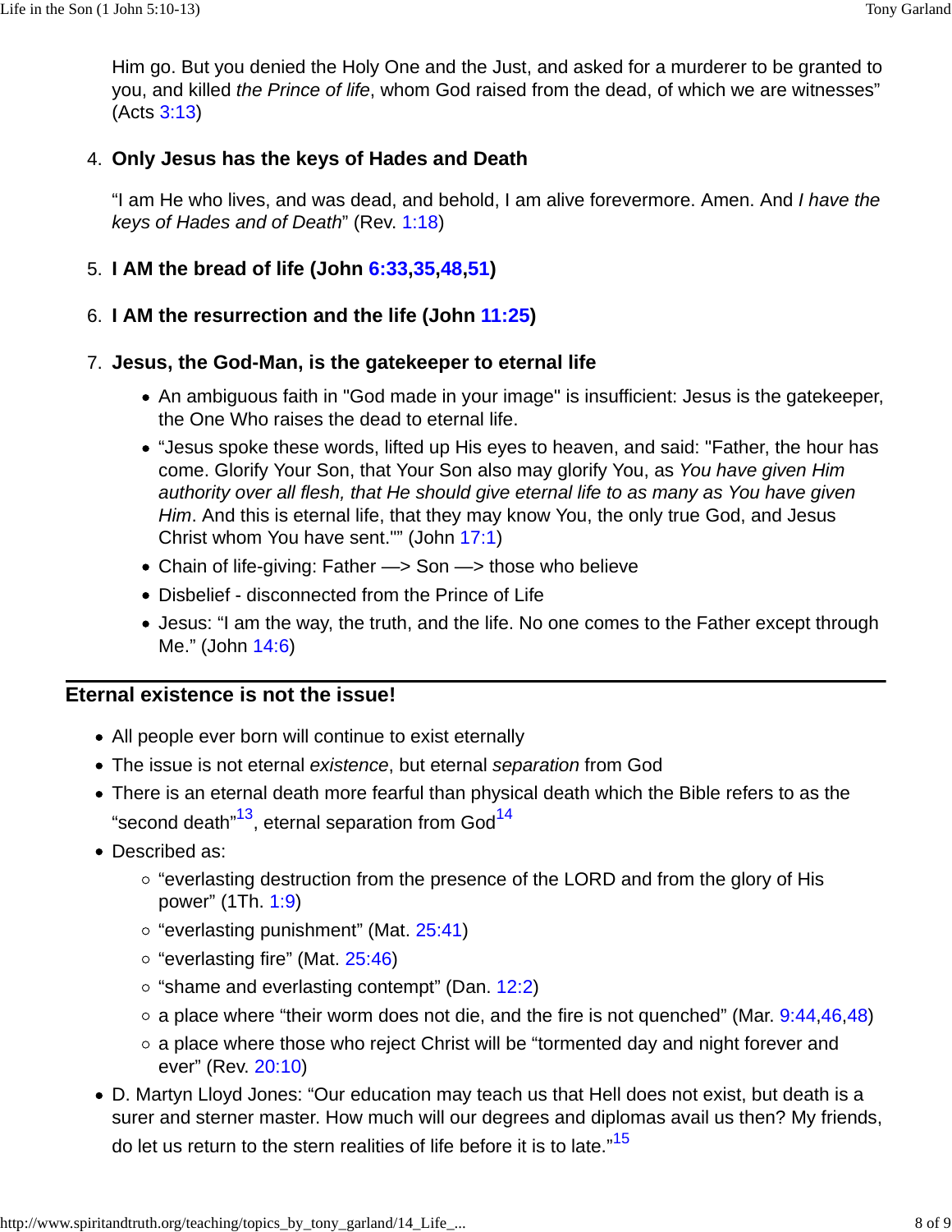Him go. But you denied the Holy One and the Just, and asked for a murderer to be granted to you, and killed *the Prince of life*, whom God raised from the dead, of which we are witnesses" (Acts 3:13)

4. **Only Jesus has the keys of Hades and Death**

   "I am He who lives, and was dead, and behold, I am alive forevermore. Amen. And *I have the keys of Hades and of Death*" (Rev. 1:18)

5. **I AM the bread of life (John 6:33,35,48,51)**

6. **I AM the resurrection and the life (John 11:25)**

7. **Jesus, the God-Man, is the gatekeeper to eternal life**

   - An ambiguous faith in "God made in your image" is insufficient: Jesus is the gatekeeper, the One Who raises the dead to eternal life.
   - "Jesus spoke these words, lifted up His eyes to heaven, and said: "Father, the hour has come. Glorify Your Son, that Your Son also may glorify You, as *You have given Him authority over all flesh, that He should give eternal life to as many as You have given Him*. And this is eternal life, that they may know You, the only true God, and Jesus Christ whom You have sent."" (John 17:1)
   - Chain of life-giving: Father —> Son —> those who believe
   - Disbelief - disconnected from the Prince of Life
   - Jesus: "I am the way, the truth, and the life. No one comes to the Father except through Me." (John 14:6)

## Eternal existence is not the issue!

- All people ever born will continue to exist eternally
- The issue is not eternal *existence*, but eternal *separation* from God
- There is an eternal death more fearful than physical death which the Bible refers to as the "second death"[13], eternal separation from God[14]
- Described as:
  - "everlasting destruction from the presence of the LORD and from the glory of His power" (1Th. 1:9)
  - "everlasting punishment" (Mat. 25:41)
  - "everlasting fire" (Mat. 25:46)
  - "shame and everlasting contempt" (Dan. 12:2)
  - a place where "their worm does not die, and the fire is not quenched" (Mar. 9:44,46,48)
  - a place where those who reject Christ will be "tormented day and night forever and ever" (Rev. 20:10)
- D. Martyn Lloyd Jones: "Our education may teach us that Hell does not exist, but death is a surer and sterner master. How much will our degrees and diplomas avail us then? My friends, do let us return to the stern realities of life before it is to late."[15]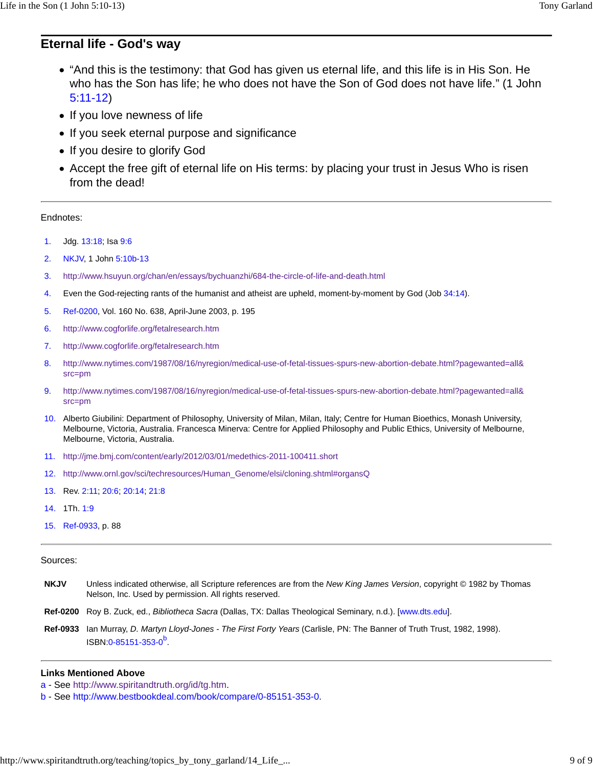## Eternal life - God's way

- “And this is the testimony: that God has given us eternal life, and this life is in His Son. He who has the Son has life; he who does not have the Son of God does not have life.” (1 John 5:11-12)
- If you love newness of life
- If you seek eternal purpose and significance
- If you desire to glorify God
- Accept the free gift of eternal life on His terms: by placing your trust in Jesus Who is risen from the dead!

---

Endnotes:

1. Jdg. 13:18; Isa 9:6
2. NKJV, 1 John 5:10b-13
3. http://www.hsuyun.org/chan/en/essays/bychuanzhi/684-the-circle-of-life-and-death.html
4. Even the God-rejecting rants of the humanist and atheist are upheld, moment-by-moment by God (Job 34:14).
5. Ref-0200, Vol. 160 No. 638, April-June 2003, p. 195
6. http://www.cogforlife.org/fetalresearch.htm
7. http://www.cogforlife.org/fetalresearch.htm
8. http://www.nytimes.com/1987/08/16/nyregion/medical-use-of-fetal-tissues-spurs-new-abortion-debate.html?pagewanted=all&src=pm
9. http://www.nytimes.com/1987/08/16/nyregion/medical-use-of-fetal-tissues-spurs-new-abortion-debate.html?pagewanted=all&src=pm
10. Alberto Giubilini: Department of Philosophy, University of Milan, Milan, Italy; Centre for Human Bioethics, Monash University, Melbourne, Victoria, Australia. Francesca Minerva: Centre for Applied Philosophy and Public Ethics, University of Melbourne, Melbourne, Victoria, Australia.
11. http://jme.bmj.com/content/early/2012/03/01/medethics-2011-100411.short
12. http://www.ornl.gov/sci/techresources/Human_Genome/elsi/cloning.shtml#organsQ
13. Rev. 2:11; 20:6; 20:14; 21:8
14. 1Th. 1:9
15. Ref-0933, p. 88

---

Sources:

**NKJV** Unless indicated otherwise, all Scripture references are from the *New King James Version*, copyright © 1982 by Thomas Nelson, Inc. Used by permission. All rights reserved.

**Ref-0200** Roy B. Zuck, ed., *Bibliotheca Sacra* (Dallas, TX: Dallas Theological Seminary, n.d.). [www.dts.edu].

**Ref-0933** Ian Murray, *D. Martyn Lloyd-Jones - The First Forty Years* (Carlisle, PN: The Banner of Truth Trust, 1982, 1998). ISBN:0-85151-353-0[b].

---

**Links Mentioned Above**

a - See http://www.spiritandtruth.org/id/tg.htm.
b - See http://www.bestbookdeal.com/book/compare/0-85151-353-0.